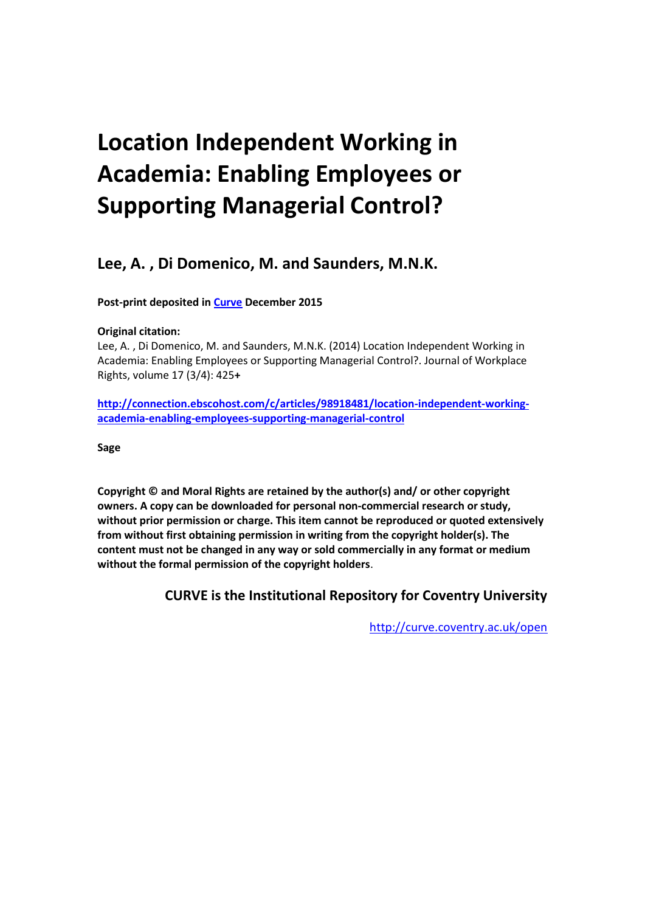# Location Independent Working in Academia: Enabling Employees or Supporting Managerial Control?

## Lee, A. , Di Domenico, M. and Saunders, M.N.K.

**Post-print deposited in [Curve](http://curve.coventry.ac.uk/open) December 2015**

**Original citation:**
Lee, A. , Di Domenico, M. and Saunders, M.N.K. (2014) Location Independent Working in Academia: Enabling Employees or Supporting Managerial Control?. Journal of Workplace Rights, volume 17 (3/4): 425**+**

**[http://connection.ebscohost.com/c/articles/98918481/location-independent-working-academia-enabling-employees-supporting-managerial-control](http://connection.ebscohost.com/c/articles/98918481/location-independent-working-academia-enabling-employees-supporting-managerial-control)**

**Sage**

**Copyright © and Moral Rights are retained by the author(s) and/ or other copyright owners. A copy can be downloaded for personal non-commercial research or study, without prior permission or charge. This item cannot be reproduced or quoted extensively from without first obtaining permission in writing from the copyright holder(s). The content must not be changed in any way or sold commercially in any format or medium without the formal permission of the copyright holders**.

**CURVE is the Institutional Repository for Coventry University**

[http://curve.coventry.ac.uk/open](http://curve.coventry.ac.uk/open)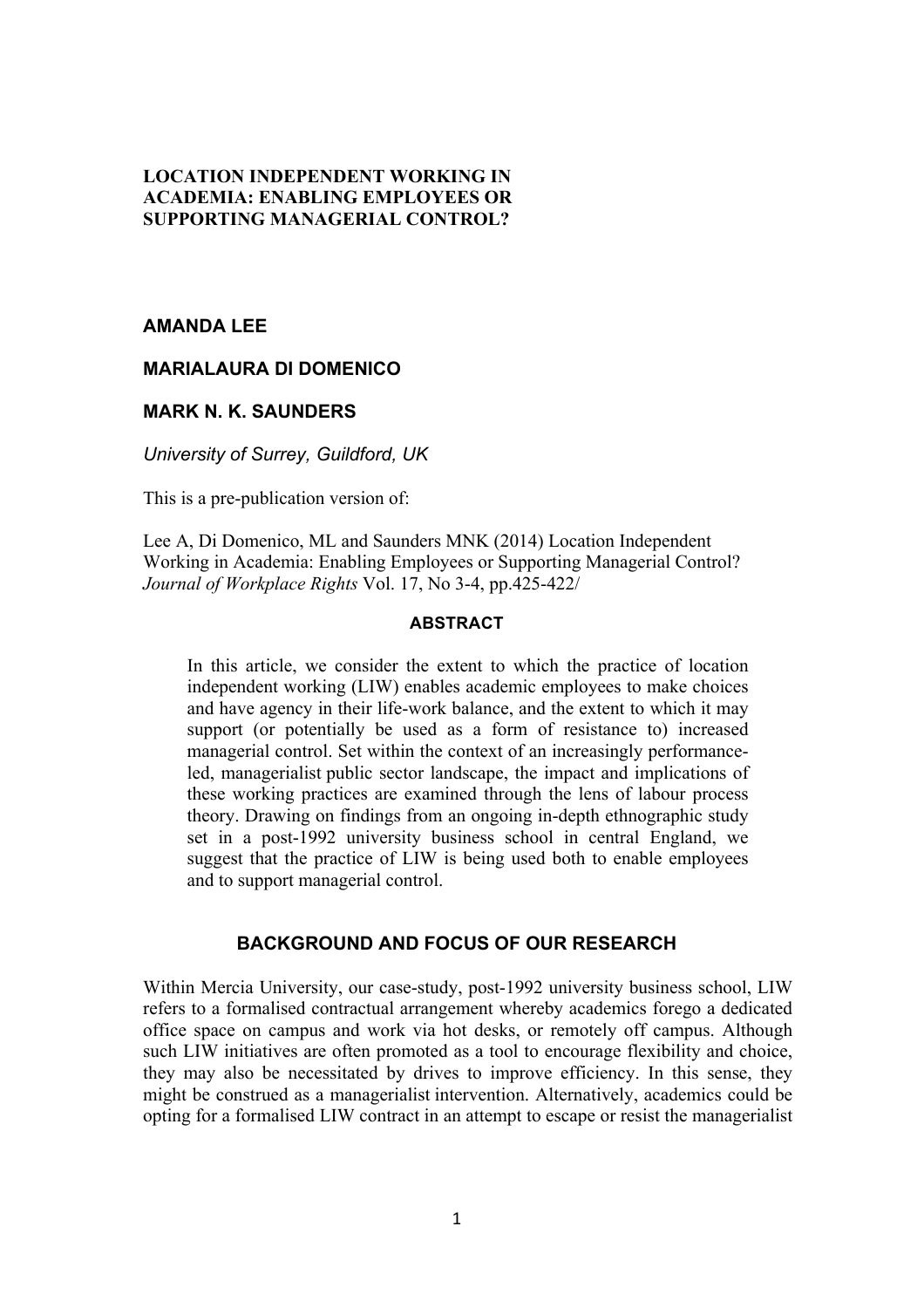**LOCATION INDEPENDENT WORKING IN ACADEMIA: ENABLING EMPLOYEES OR SUPPORTING MANAGERIAL CONTROL?**

**AMANDA LEE**

**MARIALAURA DI DOMENICO**

**MARK N. K. SAUNDERS**

*University of Surrey, Guildford, UK*

This is a pre-publication version of:

Lee A, Di Domenico, ML and Saunders MNK (2014) Location Independent Working in Academia: Enabling Employees or Supporting Managerial Control? *Journal of Workplace Rights* Vol. 17, No 3-4, pp.425-422/

## ABSTRACT

> In this article, we consider the extent to which the practice of location independent working (LIW) enables academic employees to make choices and have agency in their life-work balance, and the extent to which it may support (or potentially be used as a form of resistance to) increased managerial control. Set within the context of an increasingly performance-led, managerialist public sector landscape, the impact and implications of these working practices are examined through the lens of labour process theory. Drawing on findings from an ongoing in-depth ethnographic study set in a post-1992 university business school in central England, we suggest that the practice of LIW is being used both to enable employees and to support managerial control.

## BACKGROUND AND FOCUS OF OUR RESEARCH

Within Mercia University, our case-study, post-1992 university business school, LIW refers to a formalised contractual arrangement whereby academics forego a dedicated office space on campus and work via hot desks, or remotely off campus. Although such LIW initiatives are often promoted as a tool to encourage flexibility and choice, they may also be necessitated by drives to improve efficiency. In this sense, they might be construed as a managerialist intervention. Alternatively, academics could be opting for a formalised LIW contract in an attempt to escape or resist the managerialist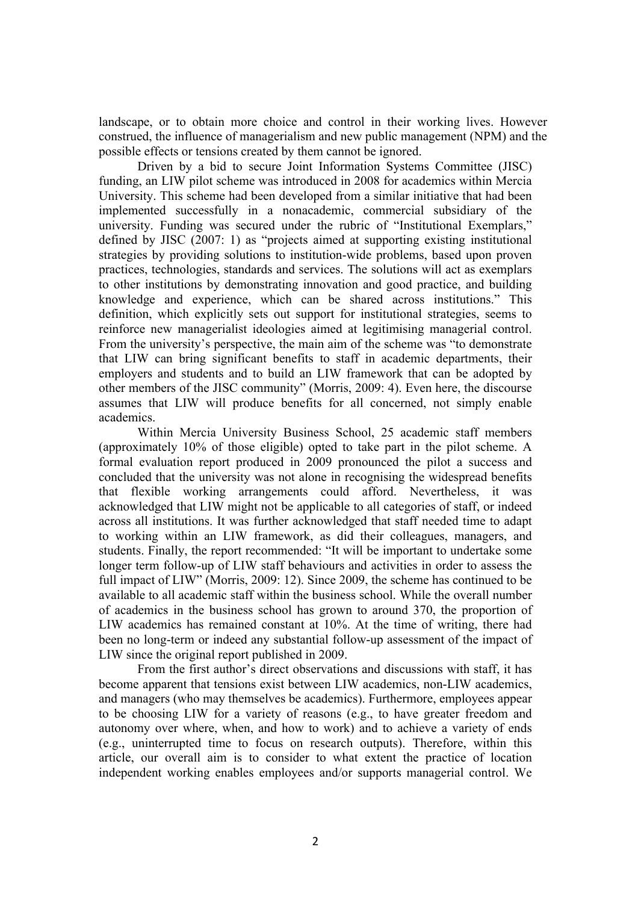landscape, or to obtain more choice and control in their working lives. However construed, the influence of managerialism and new public management (NPM) and the possible effects or tensions created by them cannot be ignored.

Driven by a bid to secure Joint Information Systems Committee (JISC) funding, an LIW pilot scheme was introduced in 2008 for academics within Mercia University. This scheme had been developed from a similar initiative that had been implemented successfully in a nonacademic, commercial subsidiary of the university. Funding was secured under the rubric of "Institutional Exemplars," defined by JISC (2007: 1) as "projects aimed at supporting existing institutional strategies by providing solutions to institution-wide problems, based upon proven practices, technologies, standards and services. The solutions will act as exemplars to other institutions by demonstrating innovation and good practice, and building knowledge and experience, which can be shared across institutions." This definition, which explicitly sets out support for institutional strategies, seems to reinforce new managerialist ideologies aimed at legitimising managerial control. From the university's perspective, the main aim of the scheme was "to demonstrate that LIW can bring significant benefits to staff in academic departments, their employers and students and to build an LIW framework that can be adopted by other members of the JISC community" (Morris, 2009: 4). Even here, the discourse assumes that LIW will produce benefits for all concerned, not simply enable academics.

Within Mercia University Business School, 25 academic staff members (approximately 10% of those eligible) opted to take part in the pilot scheme. A formal evaluation report produced in 2009 pronounced the pilot a success and concluded that the university was not alone in recognising the widespread benefits that flexible working arrangements could afford. Nevertheless, it was acknowledged that LIW might not be applicable to all categories of staff, or indeed across all institutions. It was further acknowledged that staff needed time to adapt to working within an LIW framework, as did their colleagues, managers, and students. Finally, the report recommended: "It will be important to undertake some longer term follow-up of LIW staff behaviours and activities in order to assess the full impact of LIW" (Morris, 2009: 12). Since 2009, the scheme has continued to be available to all academic staff within the business school. While the overall number of academics in the business school has grown to around 370, the proportion of LIW academics has remained constant at 10%. At the time of writing, there had been no long-term or indeed any substantial follow-up assessment of the impact of LIW since the original report published in 2009.

From the first author's direct observations and discussions with staff, it has become apparent that tensions exist between LIW academics, non-LIW academics, and managers (who may themselves be academics). Furthermore, employees appear to be choosing LIW for a variety of reasons (e.g., to have greater freedom and autonomy over where, when, and how to work) and to achieve a variety of ends (e.g., uninterrupted time to focus on research outputs). Therefore, within this article, our overall aim is to consider to what extent the practice of location independent working enables employees and/or supports managerial control. We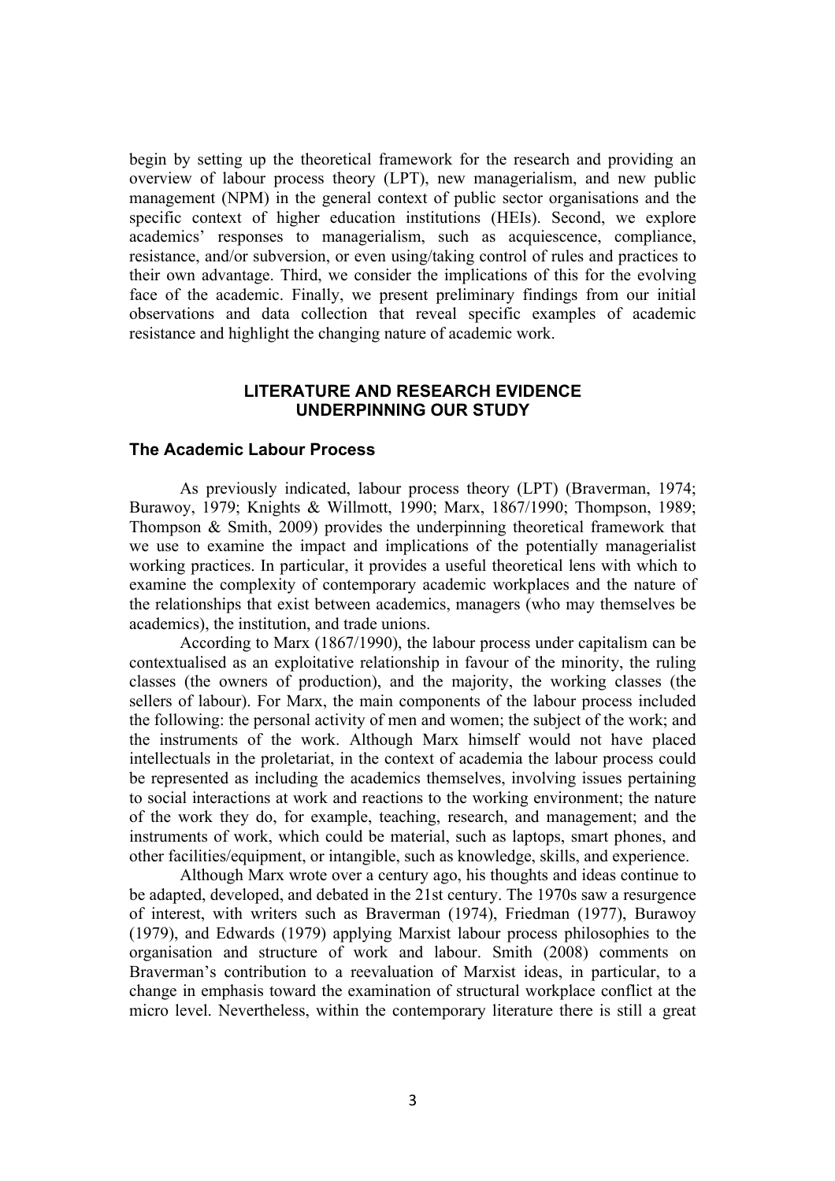begin by setting up the theoretical framework for the research and providing an overview of labour process theory (LPT), new managerialism, and new public management (NPM) in the general context of public sector organisations and the specific context of higher education institutions (HEIs). Second, we explore academics' responses to managerialism, such as acquiescence, compliance, resistance, and/or subversion, or even using/taking control of rules and practices to their own advantage. Third, we consider the implications of this for the evolving face of the academic. Finally, we present preliminary findings from our initial observations and data collection that reveal specific examples of academic resistance and highlight the changing nature of academic work.

## LITERATURE AND RESEARCH EVIDENCE UNDERPINNING OUR STUDY

### The Academic Labour Process

As previously indicated, labour process theory (LPT) (Braverman, 1974; Burawoy, 1979; Knights & Willmott, 1990; Marx, 1867/1990; Thompson, 1989; Thompson & Smith, 2009) provides the underpinning theoretical framework that we use to examine the impact and implications of the potentially managerialist working practices. In particular, it provides a useful theoretical lens with which to examine the complexity of contemporary academic workplaces and the nature of the relationships that exist between academics, managers (who may themselves be academics), the institution, and trade unions.

According to Marx (1867/1990), the labour process under capitalism can be contextualised as an exploitative relationship in favour of the minority, the ruling classes (the owners of production), and the majority, the working classes (the sellers of labour). For Marx, the main components of the labour process included the following: the personal activity of men and women; the subject of the work; and the instruments of the work. Although Marx himself would not have placed intellectuals in the proletariat, in the context of academia the labour process could be represented as including the academics themselves, involving issues pertaining to social interactions at work and reactions to the working environment; the nature of the work they do, for example, teaching, research, and management; and the instruments of work, which could be material, such as laptops, smart phones, and other facilities/equipment, or intangible, such as knowledge, skills, and experience.

Although Marx wrote over a century ago, his thoughts and ideas continue to be adapted, developed, and debated in the 21st century. The 1970s saw a resurgence of interest, with writers such as Braverman (1974), Friedman (1977), Burawoy (1979), and Edwards (1979) applying Marxist labour process philosophies to the organisation and structure of work and labour. Smith (2008) comments on Braverman's contribution to a reevaluation of Marxist ideas, in particular, to a change in emphasis toward the examination of structural workplace conflict at the micro level. Nevertheless, within the contemporary literature there is still a great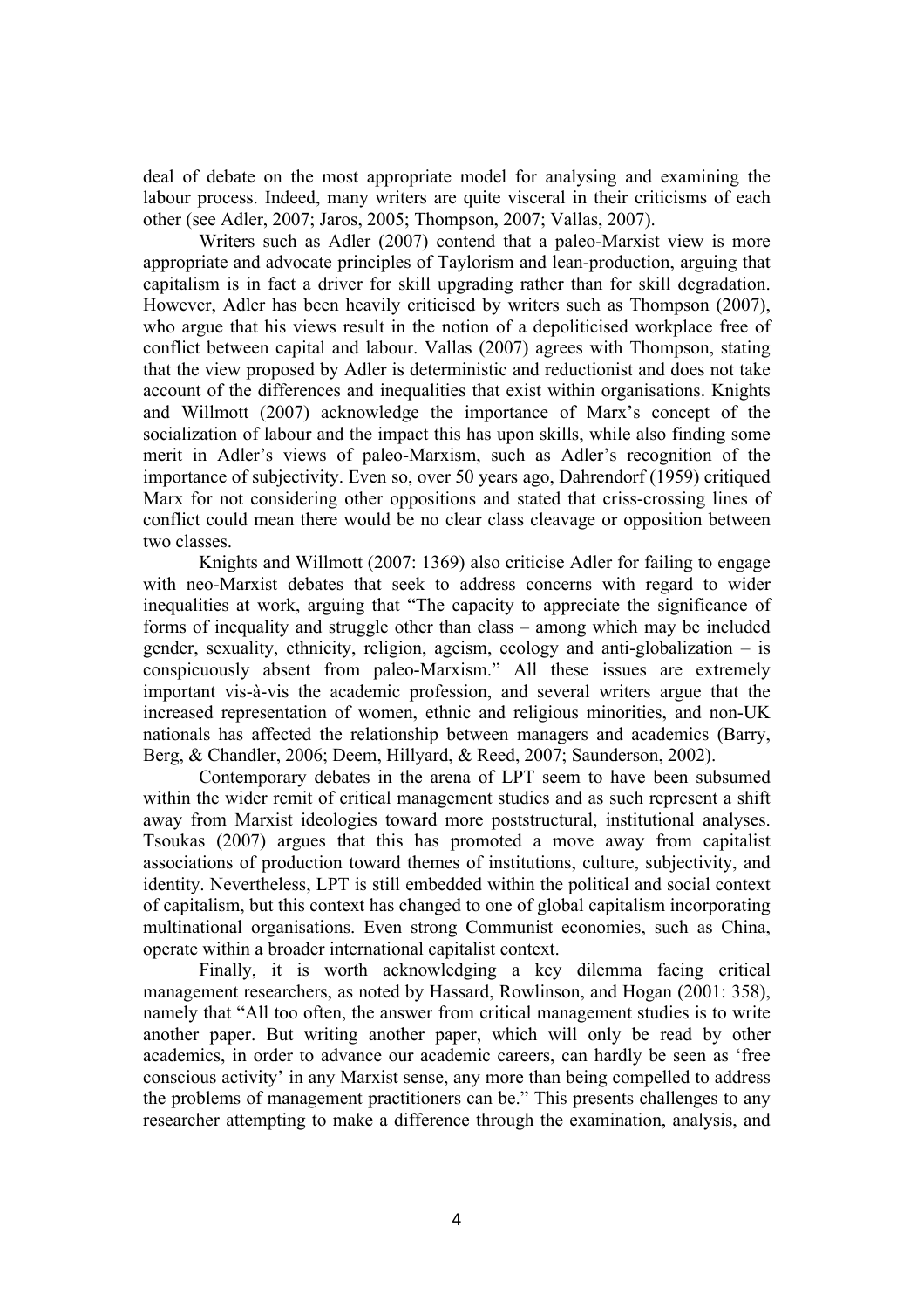deal of debate on the most appropriate model for analysing and examining the labour process. Indeed, many writers are quite visceral in their criticisms of each other (see Adler, 2007; Jaros, 2005; Thompson, 2007; Vallas, 2007).

Writers such as Adler (2007) contend that a paleo-Marxist view is more appropriate and advocate principles of Taylorism and lean-production, arguing that capitalism is in fact a driver for skill upgrading rather than for skill degradation. However, Adler has been heavily criticised by writers such as Thompson (2007), who argue that his views result in the notion of a depoliticised workplace free of conflict between capital and labour. Vallas (2007) agrees with Thompson, stating that the view proposed by Adler is deterministic and reductionist and does not take account of the differences and inequalities that exist within organisations. Knights and Willmott (2007) acknowledge the importance of Marx's concept of the socialization of labour and the impact this has upon skills, while also finding some merit in Adler's views of paleo-Marxism, such as Adler's recognition of the importance of subjectivity. Even so, over 50 years ago, Dahrendorf (1959) critiqued Marx for not considering other oppositions and stated that criss-crossing lines of conflict could mean there would be no clear class cleavage or opposition between two classes.

Knights and Willmott (2007: 1369) also criticise Adler for failing to engage with neo-Marxist debates that seek to address concerns with regard to wider inequalities at work, arguing that "The capacity to appreciate the significance of forms of inequality and struggle other than class – among which may be included gender, sexuality, ethnicity, religion, ageism, ecology and anti-globalization – is conspicuously absent from paleo-Marxism." All these issues are extremely important vis-à-vis the academic profession, and several writers argue that the increased representation of women, ethnic and religious minorities, and non-UK nationals has affected the relationship between managers and academics (Barry, Berg, & Chandler, 2006; Deem, Hillyard, & Reed, 2007; Saunderson, 2002).

Contemporary debates in the arena of LPT seem to have been subsumed within the wider remit of critical management studies and as such represent a shift away from Marxist ideologies toward more poststructural, institutional analyses. Tsoukas (2007) argues that this has promoted a move away from capitalist associations of production toward themes of institutions, culture, subjectivity, and identity. Nevertheless, LPT is still embedded within the political and social context of capitalism, but this context has changed to one of global capitalism incorporating multinational organisations. Even strong Communist economies, such as China, operate within a broader international capitalist context.

Finally, it is worth acknowledging a key dilemma facing critical management researchers, as noted by Hassard, Rowlinson, and Hogan (2001: 358), namely that "All too often, the answer from critical management studies is to write another paper. But writing another paper, which will only be read by other academics, in order to advance our academic careers, can hardly be seen as 'free conscious activity' in any Marxist sense, any more than being compelled to address the problems of management practitioners can be." This presents challenges to any researcher attempting to make a difference through the examination, analysis, and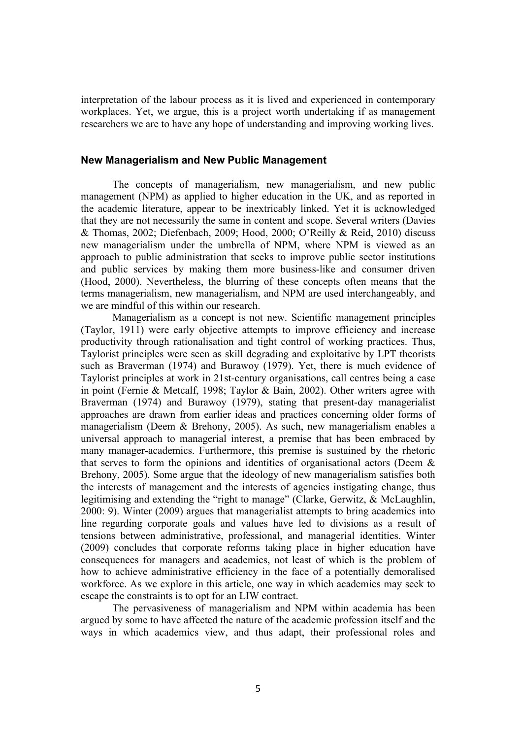interpretation of the labour process as it is lived and experienced in contemporary workplaces. Yet, we argue, this is a project worth undertaking if as management researchers we are to have any hope of understanding and improving working lives.

## New Managerialism and New Public Management

The concepts of managerialism, new managerialism, and new public management (NPM) as applied to higher education in the UK, and as reported in the academic literature, appear to be inextricably linked. Yet it is acknowledged that they are not necessarily the same in content and scope. Several writers (Davies & Thomas, 2002; Diefenbach, 2009; Hood, 2000; O'Reilly & Reid, 2010) discuss new managerialism under the umbrella of NPM, where NPM is viewed as an approach to public administration that seeks to improve public sector institutions and public services by making them more business-like and consumer driven (Hood, 2000). Nevertheless, the blurring of these concepts often means that the terms managerialism, new managerialism, and NPM are used interchangeably, and we are mindful of this within our research.

Managerialism as a concept is not new. Scientific management principles (Taylor, 1911) were early objective attempts to improve efficiency and increase productivity through rationalisation and tight control of working practices. Thus, Taylorist principles were seen as skill degrading and exploitative by LPT theorists such as Braverman (1974) and Burawoy (1979). Yet, there is much evidence of Taylorist principles at work in 21st-century organisations, call centres being a case in point (Fernie & Metcalf, 1998; Taylor & Bain, 2002). Other writers agree with Braverman (1974) and Burawoy (1979), stating that present-day managerialist approaches are drawn from earlier ideas and practices concerning older forms of managerialism (Deem & Brehony, 2005). As such, new managerialism enables a universal approach to managerial interest, a premise that has been embraced by many manager-academics. Furthermore, this premise is sustained by the rhetoric that serves to form the opinions and identities of organisational actors (Deem & Brehony, 2005). Some argue that the ideology of new managerialism satisfies both the interests of management and the interests of agencies instigating change, thus legitimising and extending the "right to manage" (Clarke, Gerwitz, & McLaughlin, 2000: 9). Winter (2009) argues that managerialist attempts to bring academics into line regarding corporate goals and values have led to divisions as a result of tensions between administrative, professional, and managerial identities. Winter (2009) concludes that corporate reforms taking place in higher education have consequences for managers and academics, not least of which is the problem of how to achieve administrative efficiency in the face of a potentially demoralised workforce. As we explore in this article, one way in which academics may seek to escape the constraints is to opt for an LIW contract.

The pervasiveness of managerialism and NPM within academia has been argued by some to have affected the nature of the academic profession itself and the ways in which academics view, and thus adapt, their professional roles and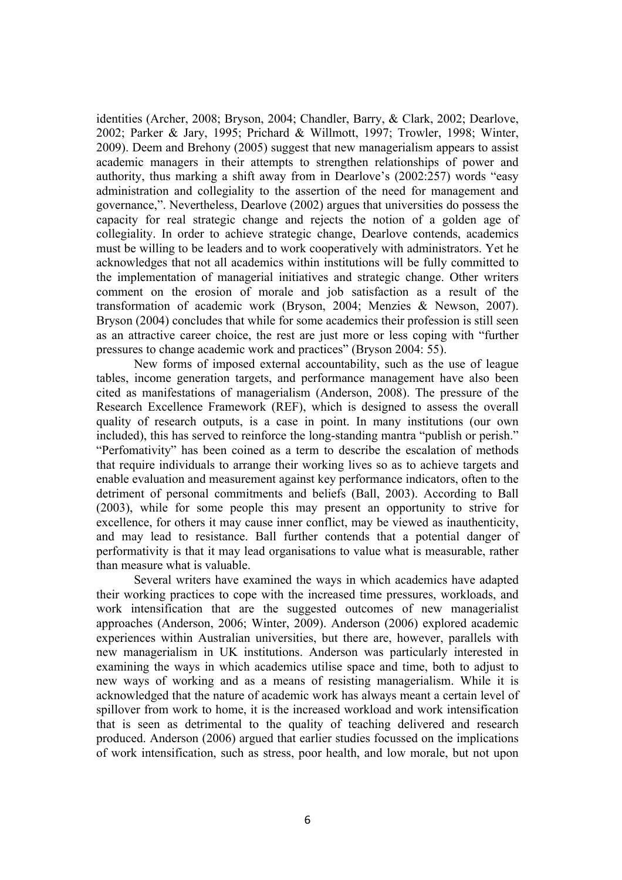identities (Archer, 2008; Bryson, 2004; Chandler, Barry, & Clark, 2002; Dearlove, 2002; Parker & Jary, 1995; Prichard & Willmott, 1997; Trowler, 1998; Winter, 2009). Deem and Brehony (2005) suggest that new managerialism appears to assist academic managers in their attempts to strengthen relationships of power and authority, thus marking a shift away from in Dearlove's (2002:257) words "easy administration and collegiality to the assertion of the need for management and governance,". Nevertheless, Dearlove (2002) argues that universities do possess the capacity for real strategic change and rejects the notion of a golden age of collegiality. In order to achieve strategic change, Dearlove contends, academics must be willing to be leaders and to work cooperatively with administrators. Yet he acknowledges that not all academics within institutions will be fully committed to the implementation of managerial initiatives and strategic change. Other writers comment on the erosion of morale and job satisfaction as a result of the transformation of academic work (Bryson, 2004; Menzies & Newson, 2007). Bryson (2004) concludes that while for some academics their profession is still seen as an attractive career choice, the rest are just more or less coping with "further pressures to change academic work and practices" (Bryson 2004: 55).

New forms of imposed external accountability, such as the use of league tables, income generation targets, and performance management have also been cited as manifestations of managerialism (Anderson, 2008). The pressure of the Research Excellence Framework (REF), which is designed to assess the overall quality of research outputs, is a case in point. In many institutions (our own included), this has served to reinforce the long-standing mantra "publish or perish." "Perfomativity" has been coined as a term to describe the escalation of methods that require individuals to arrange their working lives so as to achieve targets and enable evaluation and measurement against key performance indicators, often to the detriment of personal commitments and beliefs (Ball, 2003). According to Ball (2003), while for some people this may present an opportunity to strive for excellence, for others it may cause inner conflict, may be viewed as inauthenticity, and may lead to resistance. Ball further contends that a potential danger of performativity is that it may lead organisations to value what is measurable, rather than measure what is valuable.

Several writers have examined the ways in which academics have adapted their working practices to cope with the increased time pressures, workloads, and work intensification that are the suggested outcomes of new managerialist approaches (Anderson, 2006; Winter, 2009). Anderson (2006) explored academic experiences within Australian universities, but there are, however, parallels with new managerialism in UK institutions. Anderson was particularly interested in examining the ways in which academics utilise space and time, both to adjust to new ways of working and as a means of resisting managerialism. While it is acknowledged that the nature of academic work has always meant a certain level of spillover from work to home, it is the increased workload and work intensification that is seen as detrimental to the quality of teaching delivered and research produced. Anderson (2006) argued that earlier studies focussed on the implications of work intensification, such as stress, poor health, and low morale, but not upon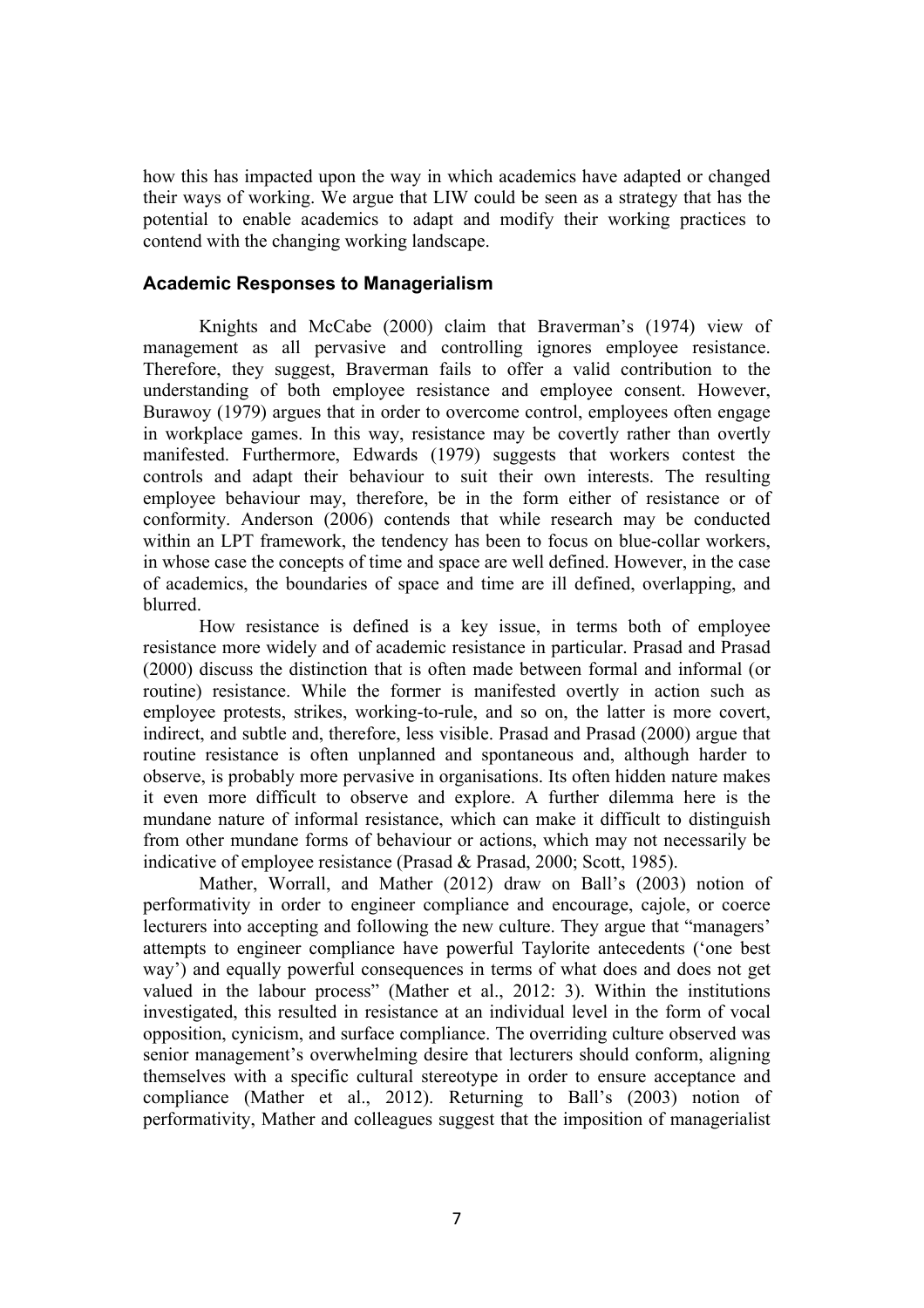how this has impacted upon the way in which academics have adapted or changed their ways of working. We argue that LIW could be seen as a strategy that has the potential to enable academics to adapt and modify their working practices to contend with the changing working landscape.

### Academic Responses to Managerialism

Knights and McCabe (2000) claim that Braverman's (1974) view of management as all pervasive and controlling ignores employee resistance. Therefore, they suggest, Braverman fails to offer a valid contribution to the understanding of both employee resistance and employee consent. However, Burawoy (1979) argues that in order to overcome control, employees often engage in workplace games. In this way, resistance may be covertly rather than overtly manifested. Furthermore, Edwards (1979) suggests that workers contest the controls and adapt their behaviour to suit their own interests. The resulting employee behaviour may, therefore, be in the form either of resistance or of conformity. Anderson (2006) contends that while research may be conducted within an LPT framework, the tendency has been to focus on blue-collar workers, in whose case the concepts of time and space are well defined. However, in the case of academics, the boundaries of space and time are ill defined, overlapping, and blurred.

How resistance is defined is a key issue, in terms both of employee resistance more widely and of academic resistance in particular. Prasad and Prasad (2000) discuss the distinction that is often made between formal and informal (or routine) resistance. While the former is manifested overtly in action such as employee protests, strikes, working-to-rule, and so on, the latter is more covert, indirect, and subtle and, therefore, less visible. Prasad and Prasad (2000) argue that routine resistance is often unplanned and spontaneous and, although harder to observe, is probably more pervasive in organisations. Its often hidden nature makes it even more difficult to observe and explore. A further dilemma here is the mundane nature of informal resistance, which can make it difficult to distinguish from other mundane forms of behaviour or actions, which may not necessarily be indicative of employee resistance (Prasad & Prasad, 2000; Scott, 1985).

Mather, Worrall, and Mather (2012) draw on Ball's (2003) notion of performativity in order to engineer compliance and encourage, cajole, or coerce lecturers into accepting and following the new culture. They argue that "managers' attempts to engineer compliance have powerful Taylorite antecedents ('one best way') and equally powerful consequences in terms of what does and does not get valued in the labour process" (Mather et al., 2012: 3). Within the institutions investigated, this resulted in resistance at an individual level in the form of vocal opposition, cynicism, and surface compliance. The overriding culture observed was senior management's overwhelming desire that lecturers should conform, aligning themselves with a specific cultural stereotype in order to ensure acceptance and compliance (Mather et al., 2012). Returning to Ball's (2003) notion of performativity, Mather and colleagues suggest that the imposition of managerialist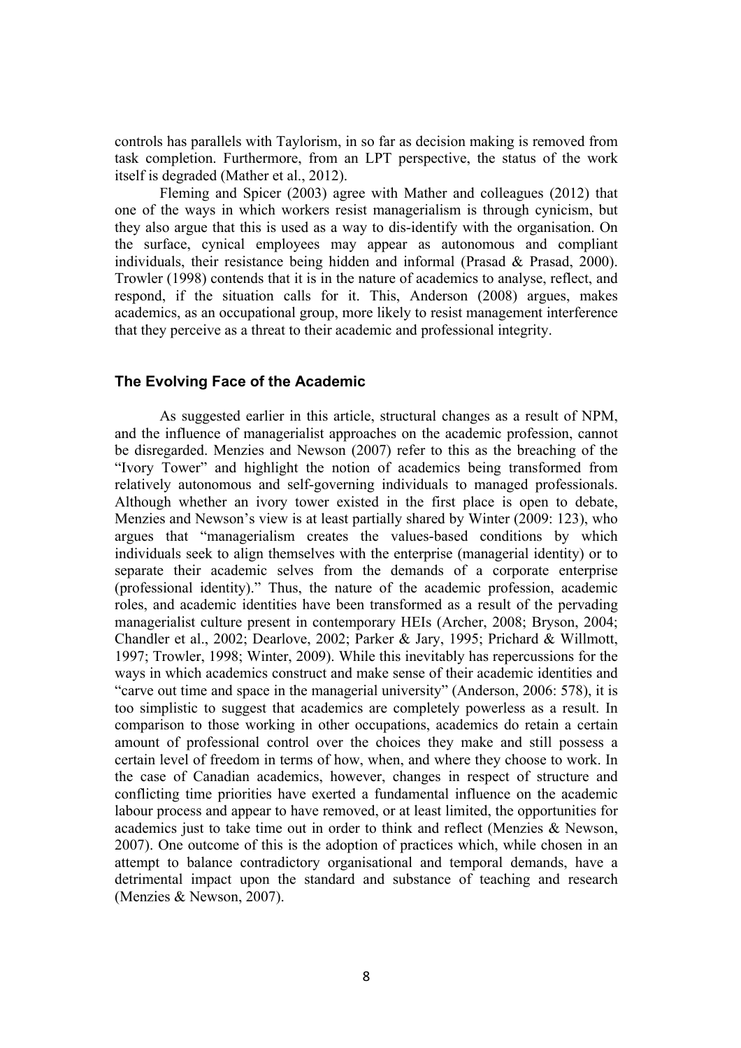controls has parallels with Taylorism, in so far as decision making is removed from task completion. Furthermore, from an LPT perspective, the status of the work itself is degraded (Mather et al., 2012).

Fleming and Spicer (2003) agree with Mather and colleagues (2012) that one of the ways in which workers resist managerialism is through cynicism, but they also argue that this is used as a way to dis-identify with the organisation. On the surface, cynical employees may appear as autonomous and compliant individuals, their resistance being hidden and informal (Prasad & Prasad, 2000). Trowler (1998) contends that it is in the nature of academics to analyse, reflect, and respond, if the situation calls for it. This, Anderson (2008) argues, makes academics, as an occupational group, more likely to resist management interference that they perceive as a threat to their academic and professional integrity.

## The Evolving Face of the Academic

As suggested earlier in this article, structural changes as a result of NPM, and the influence of managerialist approaches on the academic profession, cannot be disregarded. Menzies and Newson (2007) refer to this as the breaching of the "Ivory Tower" and highlight the notion of academics being transformed from relatively autonomous and self-governing individuals to managed professionals. Although whether an ivory tower existed in the first place is open to debate, Menzies and Newson's view is at least partially shared by Winter (2009: 123), who argues that "managerialism creates the values-based conditions by which individuals seek to align themselves with the enterprise (managerial identity) or to separate their academic selves from the demands of a corporate enterprise (professional identity)." Thus, the nature of the academic profession, academic roles, and academic identities have been transformed as a result of the pervading managerialist culture present in contemporary HEIs (Archer, 2008; Bryson, 2004; Chandler et al., 2002; Dearlove, 2002; Parker & Jary, 1995; Prichard & Willmott, 1997; Trowler, 1998; Winter, 2009). While this inevitably has repercussions for the ways in which academics construct and make sense of their academic identities and "carve out time and space in the managerial university" (Anderson, 2006: 578), it is too simplistic to suggest that academics are completely powerless as a result. In comparison to those working in other occupations, academics do retain a certain amount of professional control over the choices they make and still possess a certain level of freedom in terms of how, when, and where they choose to work. In the case of Canadian academics, however, changes in respect of structure and conflicting time priorities have exerted a fundamental influence on the academic labour process and appear to have removed, or at least limited, the opportunities for academics just to take time out in order to think and reflect (Menzies & Newson, 2007). One outcome of this is the adoption of practices which, while chosen in an attempt to balance contradictory organisational and temporal demands, have a detrimental impact upon the standard and substance of teaching and research (Menzies & Newson, 2007).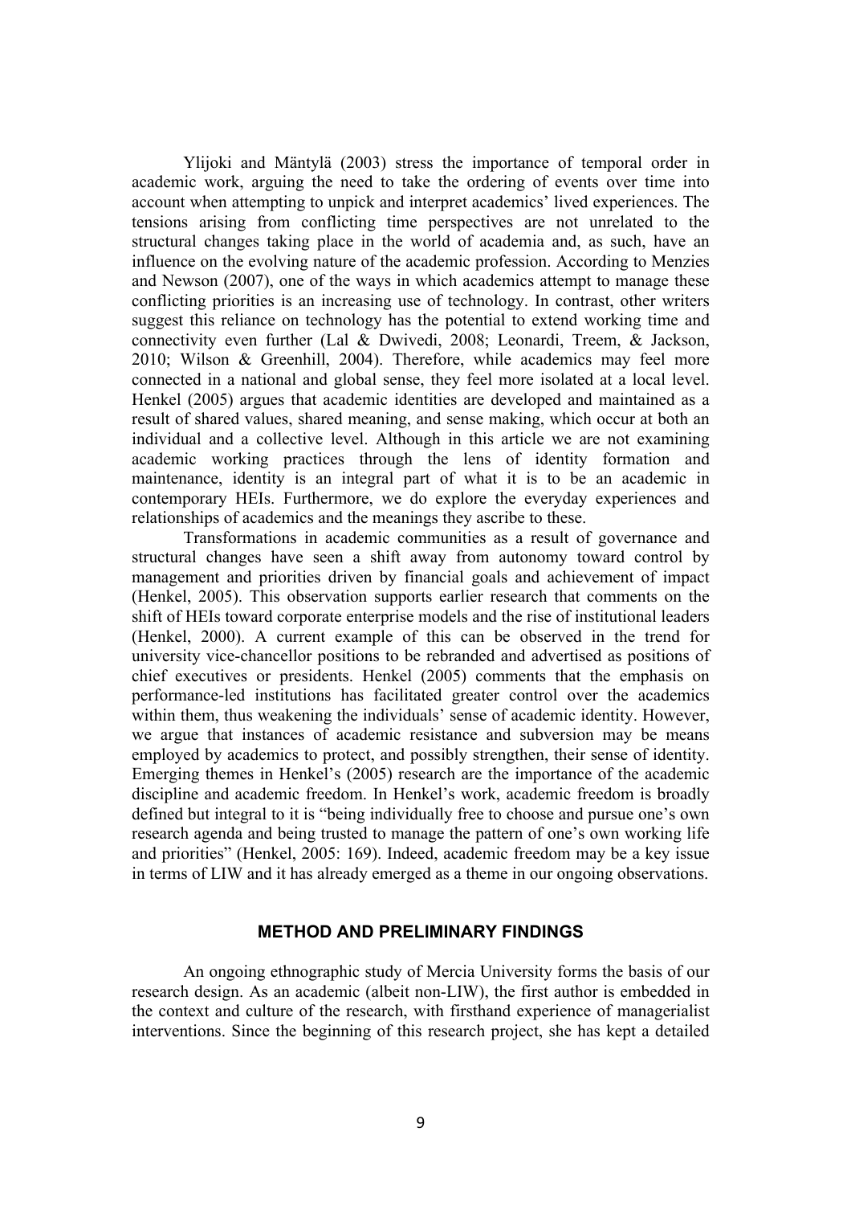Ylijoki and Mäntylä (2003) stress the importance of temporal order in academic work, arguing the need to take the ordering of events over time into account when attempting to unpick and interpret academics' lived experiences. The tensions arising from conflicting time perspectives are not unrelated to the structural changes taking place in the world of academia and, as such, have an influence on the evolving nature of the academic profession. According to Menzies and Newson (2007), one of the ways in which academics attempt to manage these conflicting priorities is an increasing use of technology. In contrast, other writers suggest this reliance on technology has the potential to extend working time and connectivity even further (Lal & Dwivedi, 2008; Leonardi, Treem, & Jackson, 2010; Wilson & Greenhill, 2004). Therefore, while academics may feel more connected in a national and global sense, they feel more isolated at a local level. Henkel (2005) argues that academic identities are developed and maintained as a result of shared values, shared meaning, and sense making, which occur at both an individual and a collective level. Although in this article we are not examining academic working practices through the lens of identity formation and maintenance, identity is an integral part of what it is to be an academic in contemporary HEIs. Furthermore, we do explore the everyday experiences and relationships of academics and the meanings they ascribe to these.

Transformations in academic communities as a result of governance and structural changes have seen a shift away from autonomy toward control by management and priorities driven by financial goals and achievement of impact (Henkel, 2005). This observation supports earlier research that comments on the shift of HEIs toward corporate enterprise models and the rise of institutional leaders (Henkel, 2000). A current example of this can be observed in the trend for university vice-chancellor positions to be rebranded and advertised as positions of chief executives or presidents. Henkel (2005) comments that the emphasis on performance-led institutions has facilitated greater control over the academics within them, thus weakening the individuals' sense of academic identity. However, we argue that instances of academic resistance and subversion may be means employed by academics to protect, and possibly strengthen, their sense of identity. Emerging themes in Henkel's (2005) research are the importance of the academic discipline and academic freedom. In Henkel's work, academic freedom is broadly defined but integral to it is "being individually free to choose and pursue one's own research agenda and being trusted to manage the pattern of one's own working life and priorities" (Henkel, 2005: 169). Indeed, academic freedom may be a key issue in terms of LIW and it has already emerged as a theme in our ongoing observations.

## METHOD AND PRELIMINARY FINDINGS

An ongoing ethnographic study of Mercia University forms the basis of our research design. As an academic (albeit non-LIW), the first author is embedded in the context and culture of the research, with firsthand experience of managerialist interventions. Since the beginning of this research project, she has kept a detailed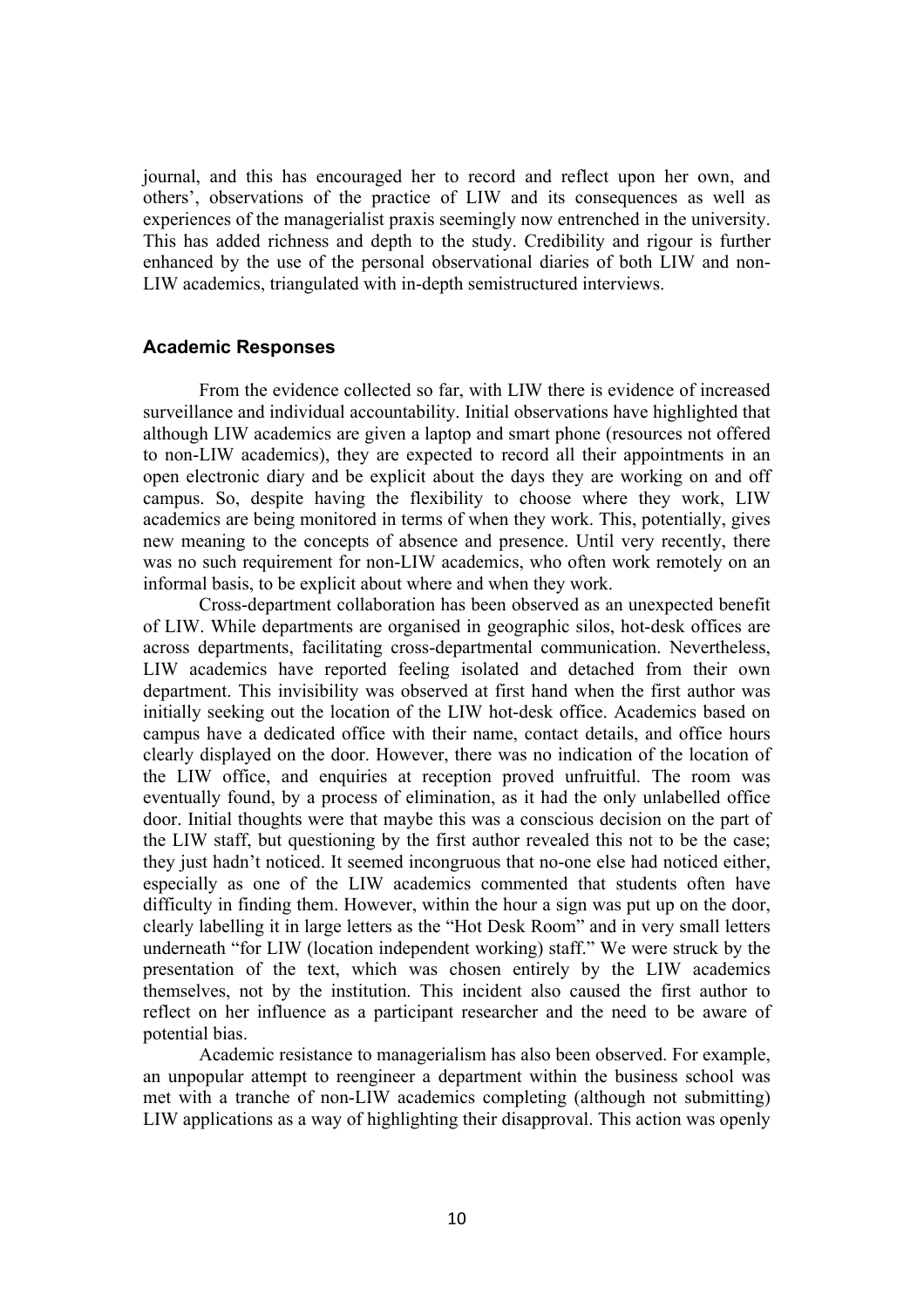journal, and this has encouraged her to record and reflect upon her own, and others', observations of the practice of LIW and its consequences as well as experiences of the managerialist praxis seemingly now entrenched in the university. This has added richness and depth to the study. Credibility and rigour is further enhanced by the use of the personal observational diaries of both LIW and non-LIW academics, triangulated with in-depth semistructured interviews.

### Academic Responses

From the evidence collected so far, with LIW there is evidence of increased surveillance and individual accountability. Initial observations have highlighted that although LIW academics are given a laptop and smart phone (resources not offered to non-LIW academics), they are expected to record all their appointments in an open electronic diary and be explicit about the days they are working on and off campus. So, despite having the flexibility to choose where they work, LIW academics are being monitored in terms of when they work. This, potentially, gives new meaning to the concepts of absence and presence. Until very recently, there was no such requirement for non-LIW academics, who often work remotely on an informal basis, to be explicit about where and when they work.

Cross-department collaboration has been observed as an unexpected benefit of LIW. While departments are organised in geographic silos, hot-desk offices are across departments, facilitating cross-departmental communication. Nevertheless, LIW academics have reported feeling isolated and detached from their own department. This invisibility was observed at first hand when the first author was initially seeking out the location of the LIW hot-desk office. Academics based on campus have a dedicated office with their name, contact details, and office hours clearly displayed on the door. However, there was no indication of the location of the LIW office, and enquiries at reception proved unfruitful. The room was eventually found, by a process of elimination, as it had the only unlabelled office door. Initial thoughts were that maybe this was a conscious decision on the part of the LIW staff, but questioning by the first author revealed this not to be the case; they just hadn't noticed. It seemed incongruous that no-one else had noticed either, especially as one of the LIW academics commented that students often have difficulty in finding them. However, within the hour a sign was put up on the door, clearly labelling it in large letters as the "Hot Desk Room" and in very small letters underneath "for LIW (location independent working) staff." We were struck by the presentation of the text, which was chosen entirely by the LIW academics themselves, not by the institution. This incident also caused the first author to reflect on her influence as a participant researcher and the need to be aware of potential bias.

Academic resistance to managerialism has also been observed. For example, an unpopular attempt to reengineer a department within the business school was met with a tranche of non-LIW academics completing (although not submitting) LIW applications as a way of highlighting their disapproval. This action was openly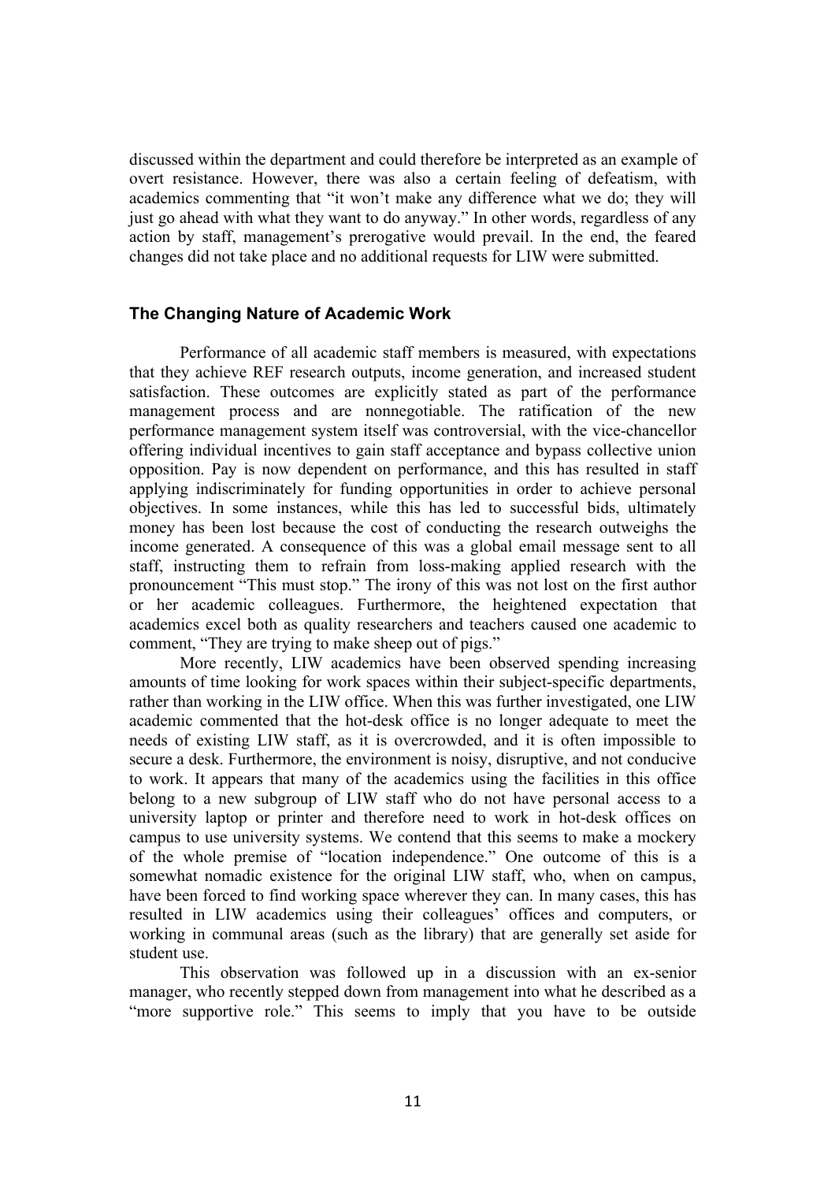discussed within the department and could therefore be interpreted as an example of overt resistance. However, there was also a certain feeling of defeatism, with academics commenting that "it won't make any difference what we do; they will just go ahead with what they want to do anyway." In other words, regardless of any action by staff, management's prerogative would prevail. In the end, the feared changes did not take place and no additional requests for LIW were submitted.

### The Changing Nature of Academic Work

Performance of all academic staff members is measured, with expectations that they achieve REF research outputs, income generation, and increased student satisfaction. These outcomes are explicitly stated as part of the performance management process and are nonnegotiable. The ratification of the new performance management system itself was controversial, with the vice-chancellor offering individual incentives to gain staff acceptance and bypass collective union opposition. Pay is now dependent on performance, and this has resulted in staff applying indiscriminately for funding opportunities in order to achieve personal objectives. In some instances, while this has led to successful bids, ultimately money has been lost because the cost of conducting the research outweighs the income generated. A consequence of this was a global email message sent to all staff, instructing them to refrain from loss-making applied research with the pronouncement "This must stop." The irony of this was not lost on the first author or her academic colleagues. Furthermore, the heightened expectation that academics excel both as quality researchers and teachers caused one academic to comment, "They are trying to make sheep out of pigs."

More recently, LIW academics have been observed spending increasing amounts of time looking for work spaces within their subject-specific departments, rather than working in the LIW office. When this was further investigated, one LIW academic commented that the hot-desk office is no longer adequate to meet the needs of existing LIW staff, as it is overcrowded, and it is often impossible to secure a desk. Furthermore, the environment is noisy, disruptive, and not conducive to work. It appears that many of the academics using the facilities in this office belong to a new subgroup of LIW staff who do not have personal access to a university laptop or printer and therefore need to work in hot-desk offices on campus to use university systems. We contend that this seems to make a mockery of the whole premise of "location independence." One outcome of this is a somewhat nomadic existence for the original LIW staff, who, when on campus, have been forced to find working space wherever they can. In many cases, this has resulted in LIW academics using their colleagues' offices and computers, or working in communal areas (such as the library) that are generally set aside for student use.

This observation was followed up in a discussion with an ex-senior manager, who recently stepped down from management into what he described as a "more supportive role." This seems to imply that you have to be outside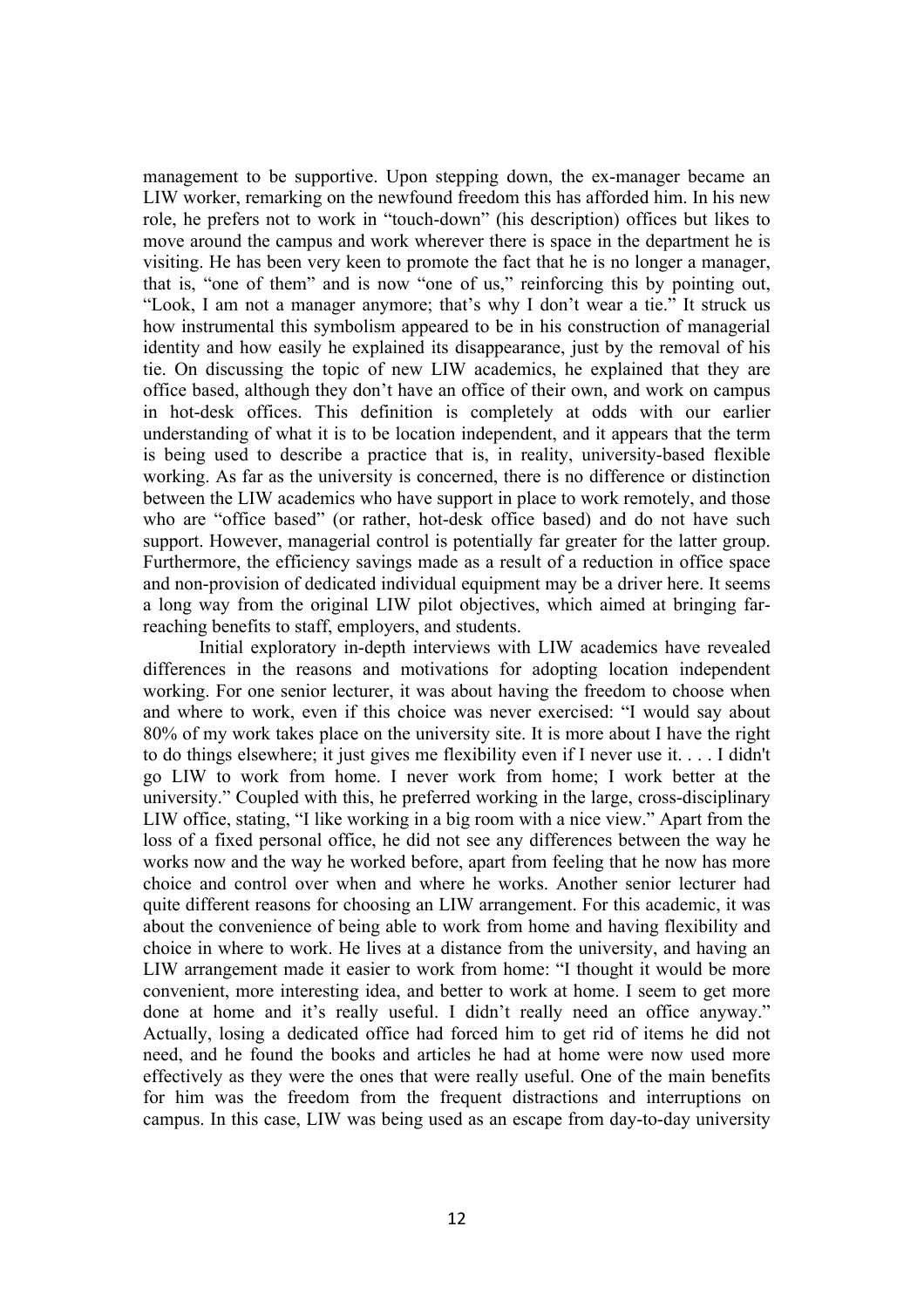management to be supportive. Upon stepping down, the ex-manager became an LIW worker, remarking on the newfound freedom this has afforded him. In his new role, he prefers not to work in "touch-down" (his description) offices but likes to move around the campus and work wherever there is space in the department he is visiting. He has been very keen to promote the fact that he is no longer a manager, that is, "one of them" and is now "one of us," reinforcing this by pointing out, "Look, I am not a manager anymore; that's why I don't wear a tie." It struck us how instrumental this symbolism appeared to be in his construction of managerial identity and how easily he explained its disappearance, just by the removal of his tie. On discussing the topic of new LIW academics, he explained that they are office based, although they don't have an office of their own, and work on campus in hot-desk offices. This definition is completely at odds with our earlier understanding of what it is to be location independent, and it appears that the term is being used to describe a practice that is, in reality, university-based flexible working. As far as the university is concerned, there is no difference or distinction between the LIW academics who have support in place to work remotely, and those who are "office based" (or rather, hot-desk office based) and do not have such support. However, managerial control is potentially far greater for the latter group. Furthermore, the efficiency savings made as a result of a reduction in office space and non-provision of dedicated individual equipment may be a driver here. It seems a long way from the original LIW pilot objectives, which aimed at bringing far-reaching benefits to staff, employers, and students.

Initial exploratory in-depth interviews with LIW academics have revealed differences in the reasons and motivations for adopting location independent working. For one senior lecturer, it was about having the freedom to choose when and where to work, even if this choice was never exercised: "I would say about 80% of my work takes place on the university site. It is more about I have the right to do things elsewhere; it just gives me flexibility even if I never use it. . . . I didn't go LIW to work from home. I never work from home; I work better at the university." Coupled with this, he preferred working in the large, cross-disciplinary LIW office, stating, "I like working in a big room with a nice view." Apart from the loss of a fixed personal office, he did not see any differences between the way he works now and the way he worked before, apart from feeling that he now has more choice and control over when and where he works. Another senior lecturer had quite different reasons for choosing an LIW arrangement. For this academic, it was about the convenience of being able to work from home and having flexibility and choice in where to work. He lives at a distance from the university, and having an LIW arrangement made it easier to work from home: "I thought it would be more convenient, more interesting idea, and better to work at home. I seem to get more done at home and it's really useful. I didn't really need an office anyway." Actually, losing a dedicated office had forced him to get rid of items he did not need, and he found the books and articles he had at home were now used more effectively as they were the ones that were really useful. One of the main benefits for him was the freedom from the frequent distractions and interruptions on campus. In this case, LIW was being used as an escape from day-to-day university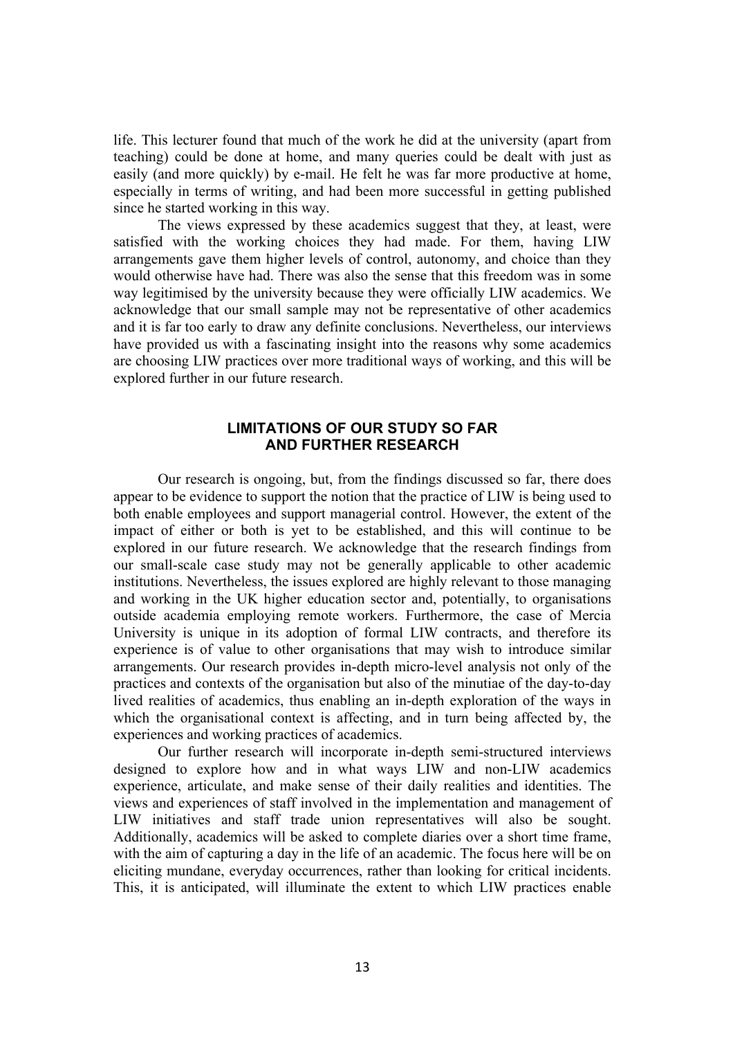life. This lecturer found that much of the work he did at the university (apart from teaching) could be done at home, and many queries could be dealt with just as easily (and more quickly) by e-mail. He felt he was far more productive at home, especially in terms of writing, and had been more successful in getting published since he started working in this way.

The views expressed by these academics suggest that they, at least, were satisfied with the working choices they had made. For them, having LIW arrangements gave them higher levels of control, autonomy, and choice than they would otherwise have had. There was also the sense that this freedom was in some way legitimised by the university because they were officially LIW academics. We acknowledge that our small sample may not be representative of other academics and it is far too early to draw any definite conclusions. Nevertheless, our interviews have provided us with a fascinating insight into the reasons why some academics are choosing LIW practices over more traditional ways of working, and this will be explored further in our future research.

## LIMITATIONS OF OUR STUDY SO FAR AND FURTHER RESEARCH

Our research is ongoing, but, from the findings discussed so far, there does appear to be evidence to support the notion that the practice of LIW is being used to both enable employees and support managerial control. However, the extent of the impact of either or both is yet to be established, and this will continue to be explored in our future research. We acknowledge that the research findings from our small-scale case study may not be generally applicable to other academic institutions. Nevertheless, the issues explored are highly relevant to those managing and working in the UK higher education sector and, potentially, to organisations outside academia employing remote workers. Furthermore, the case of Mercia University is unique in its adoption of formal LIW contracts, and therefore its experience is of value to other organisations that may wish to introduce similar arrangements. Our research provides in-depth micro-level analysis not only of the practices and contexts of the organisation but also of the minutiae of the day-to-day lived realities of academics, thus enabling an in-depth exploration of the ways in which the organisational context is affecting, and in turn being affected by, the experiences and working practices of academics.

Our further research will incorporate in-depth semi-structured interviews designed to explore how and in what ways LIW and non-LIW academics experience, articulate, and make sense of their daily realities and identities. The views and experiences of staff involved in the implementation and management of LIW initiatives and staff trade union representatives will also be sought. Additionally, academics will be asked to complete diaries over a short time frame, with the aim of capturing a day in the life of an academic. The focus here will be on eliciting mundane, everyday occurrences, rather than looking for critical incidents. This, it is anticipated, will illuminate the extent to which LIW practices enable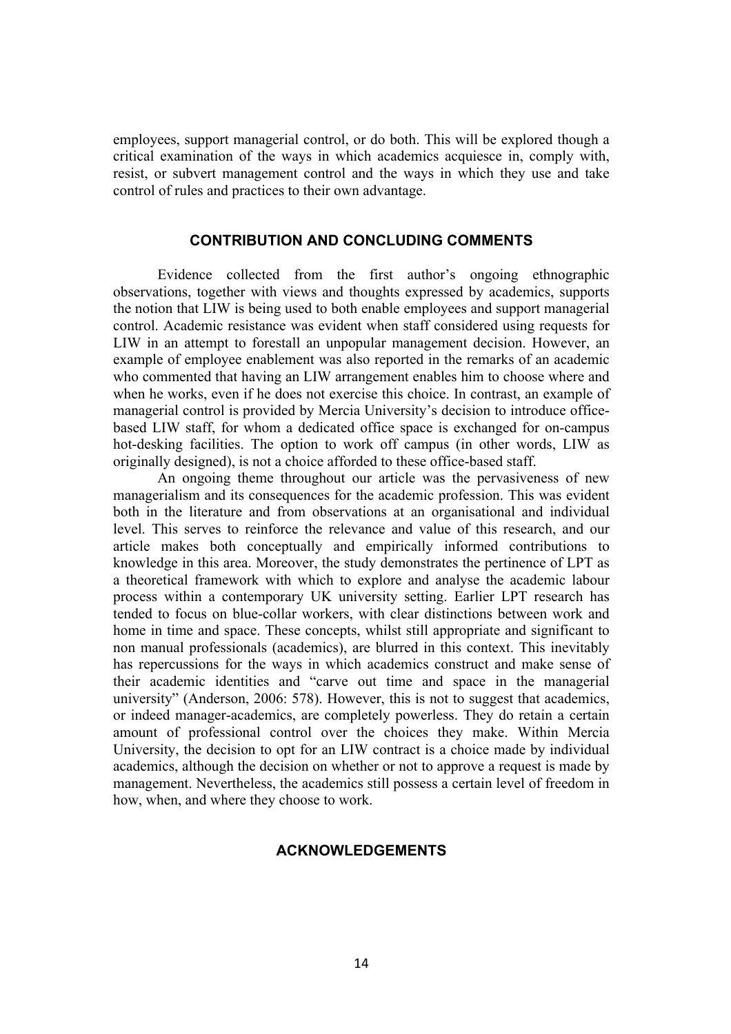employees, support managerial control, or do both. This will be explored though a critical examination of the ways in which academics acquiesce in, comply with, resist, or subvert management control and the ways in which they use and take control of rules and practices to their own advantage.

## CONTRIBUTION AND CONCLUDING COMMENTS

Evidence collected from the first author's ongoing ethnographic observations, together with views and thoughts expressed by academics, supports the notion that LIW is being used to both enable employees and support managerial control. Academic resistance was evident when staff considered using requests for LIW in an attempt to forestall an unpopular management decision. However, an example of employee enablement was also reported in the remarks of an academic who commented that having an LIW arrangement enables him to choose where and when he works, even if he does not exercise this choice. In contrast, an example of managerial control is provided by Mercia University's decision to introduce office-based LIW staff, for whom a dedicated office space is exchanged for on-campus hot-desking facilities. The option to work off campus (in other words, LIW as originally designed), is not a choice afforded to these office-based staff.

An ongoing theme throughout our article was the pervasiveness of new managerialism and its consequences for the academic profession. This was evident both in the literature and from observations at an organisational and individual level. This serves to reinforce the relevance and value of this research, and our article makes both conceptually and empirically informed contributions to knowledge in this area. Moreover, the study demonstrates the pertinence of LPT as a theoretical framework with which to explore and analyse the academic labour process within a contemporary UK university setting. Earlier LPT research has tended to focus on blue-collar workers, with clear distinctions between work and home in time and space. These concepts, whilst still appropriate and significant to non manual professionals (academics), are blurred in this context. This inevitably has repercussions for the ways in which academics construct and make sense of their academic identities and "carve out time and space in the managerial university" (Anderson, 2006: 578). However, this is not to suggest that academics, or indeed manager-academics, are completely powerless. They do retain a certain amount of professional control over the choices they make. Within Mercia University, the decision to opt for an LIW contract is a choice made by individual academics, although the decision on whether or not to approve a request is made by management. Nevertheless, the academics still possess a certain level of freedom in how, when, and where they choose to work.

## ACKNOWLEDGEMENTS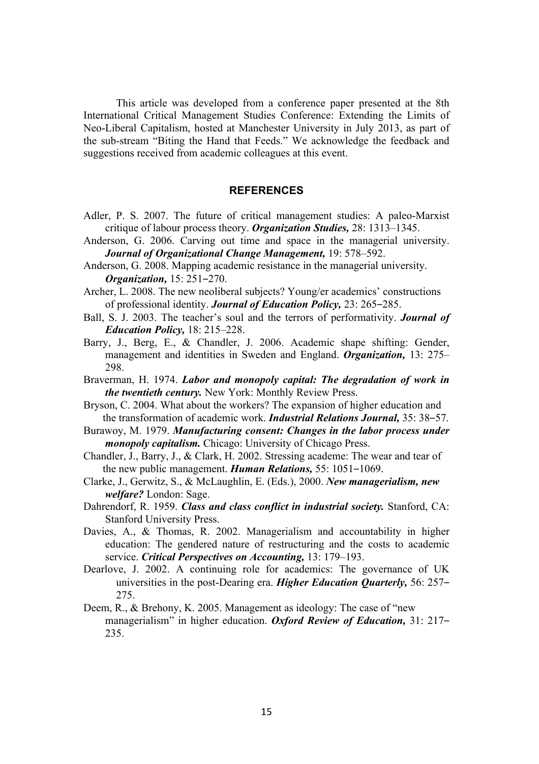This article was developed from a conference paper presented at the 8th International Critical Management Studies Conference: Extending the Limits of Neo-Liberal Capitalism, hosted at Manchester University in July 2013, as part of the sub-stream "Biting the Hand that Feeds." We acknowledge the feedback and suggestions received from academic colleagues at this event.

## REFERENCES

Adler, P. S. 2007. The future of critical management studies: A paleo-Marxist critique of labour process theory. ***Organization Studies,*** 28: 1313–1345.

Anderson, G. 2006. Carving out time and space in the managerial university. ***Journal of Organizational Change Management,*** 19: 578–592.

Anderson, G. 2008. Mapping academic resistance in the managerial university. ***Organization,*** 15: 251–270.

Archer, L. 2008. The new neoliberal subjects? Young/er academics' constructions of professional identity. ***Journal of Education Policy,*** 23: 265–285.

Ball, S. J. 2003. The teacher's soul and the terrors of performativity. ***Journal of Education Policy,*** 18: 215–228.

Barry, J., Berg, E., & Chandler, J. 2006. Academic shape shifting: Gender, management and identities in Sweden and England. ***Organization,*** 13: 275–298.

Braverman, H. 1974. ***Labor and monopoly capital: The degradation of work in the twentieth century.*** New York: Monthly Review Press.

Bryson, C. 2004. What about the workers? The expansion of higher education and the transformation of academic work. ***Industrial Relations Journal,*** 35: 38–57.

Burawoy, M. 1979. ***Manufacturing consent: Changes in the labor process under monopoly capitalism.*** Chicago: University of Chicago Press.

Chandler, J., Barry, J., & Clark, H. 2002. Stressing academe: The wear and tear of the new public management. ***Human Relations,*** 55: 1051–1069.

Clarke, J., Gerwitz, S., & McLaughlin, E. (Eds.), 2000. ***New managerialism, new welfare?*** London: Sage.

Dahrendorf, R. 1959. ***Class and class conflict in industrial society.*** Stanford, CA: Stanford University Press.

Davies, A., & Thomas, R. 2002. Managerialism and accountability in higher education: The gendered nature of restructuring and the costs to academic service. ***Critical Perspectives on Accounting,*** 13: 179–193.

Dearlove, J. 2002. A continuing role for academics: The governance of UK universities in the post-Dearing era. ***Higher Education Quarterly,*** 56: 257–275.

Deem, R., & Brehony, K. 2005. Management as ideology: The case of "new managerialism" in higher education. ***Oxford Review of Education,*** 31: 217–235.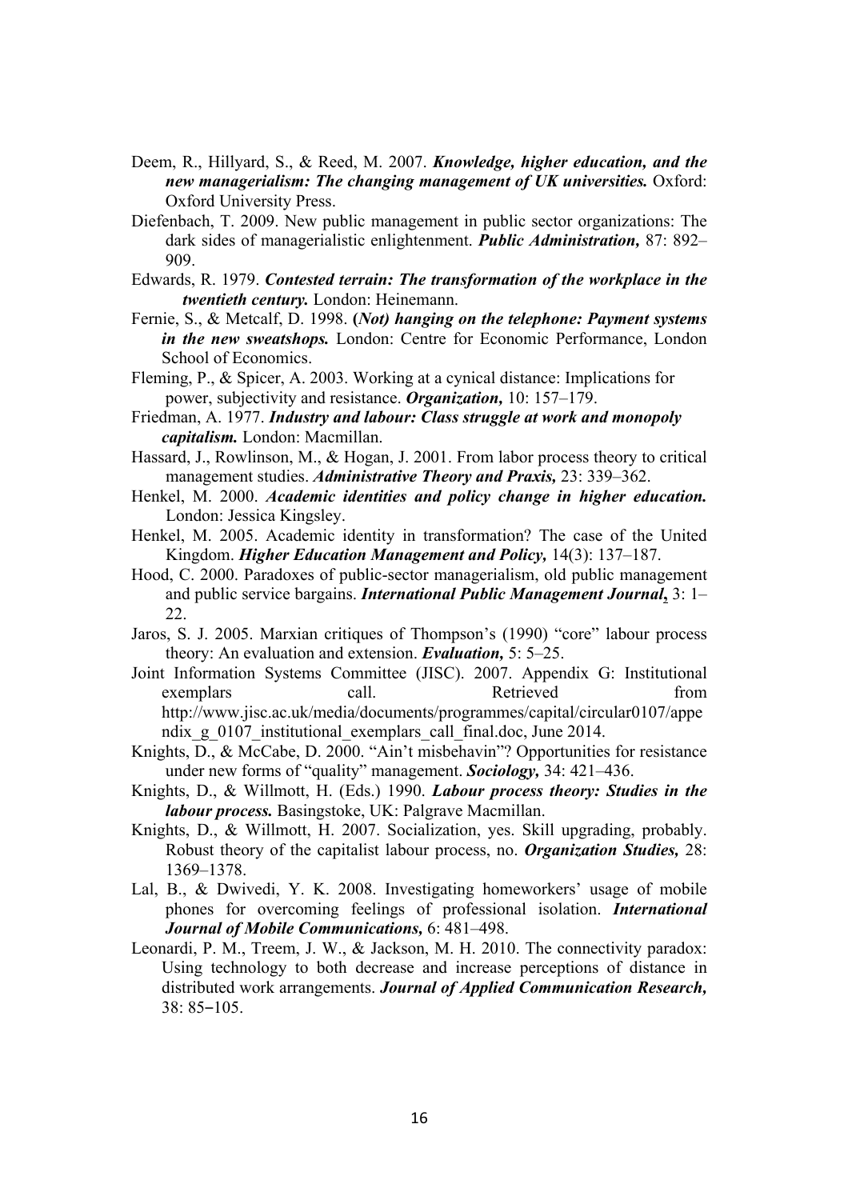Deem, R., Hillyard, S., & Reed, M. 2007. ***Knowledge, higher education, and the new managerialism: The changing management of UK universities.*** Oxford: Oxford University Press.

Diefenbach, T. 2009. New public management in public sector organizations: The dark sides of managerialistic enlightenment. ***Public Administration,*** 87: 892–909.

Edwards, R. 1979. ***Contested terrain: The transformation of the workplace in the twentieth century.*** London: Heinemann.

Fernie, S., & Metcalf, D. 1998. ***(Not) hanging on the telephone: Payment systems in the new sweatshops.*** London: Centre for Economic Performance, London School of Economics.

Fleming, P., & Spicer, A. 2003. Working at a cynical distance: Implications for power, subjectivity and resistance. ***Organization,*** 10: 157–179.

Friedman, A. 1977. ***Industry and labour: Class struggle at work and monopoly capitalism.*** London: Macmillan.

Hassard, J., Rowlinson, M., & Hogan, J. 2001. From labor process theory to critical management studies. ***Administrative Theory and Praxis,*** 23: 339–362.

Henkel, M. 2000. ***Academic identities and policy change in higher education.*** London: Jessica Kingsley.

Henkel, M. 2005. Academic identity in transformation? The case of the United Kingdom. ***Higher Education Management and Policy,*** 14(3): 137–187.

Hood, C. 2000. Paradoxes of public-sector managerialism, old public management and public service bargains. ***International Public Management Journal***, 3: 1–22.

Jaros, S. J. 2005. Marxian critiques of Thompson's (1990) "core" labour process theory: An evaluation and extension. ***Evaluation,*** 5: 5–25.

Joint Information Systems Committee (JISC). 2007. Appendix G: Institutional exemplars call. Retrieved from http://www.jisc.ac.uk/media/documents/programmes/capital/circular0107/appendix_g_0107_institutional_exemplars_call_final.doc, June 2014.

Knights, D., & McCabe, D. 2000. "Ain't misbehavin"? Opportunities for resistance under new forms of "quality" management. ***Sociology,*** 34: 421–436.

Knights, D., & Willmott, H. (Eds.) 1990. ***Labour process theory: Studies in the labour process.*** Basingstoke, UK: Palgrave Macmillan.

Knights, D., & Willmott, H. 2007. Socialization, yes. Skill upgrading, probably. Robust theory of the capitalist labour process, no. ***Organization Studies,*** 28: 1369–1378.

Lal, B., & Dwivedi, Y. K. 2008. Investigating homeworkers' usage of mobile phones for overcoming feelings of professional isolation. ***International Journal of Mobile Communications,*** 6: 481–498.

Leonardi, P. M., Treem, J. W., & Jackson, M. H. 2010. The connectivity paradox: Using technology to both decrease and increase perceptions of distance in distributed work arrangements. ***Journal of Applied Communication Research,*** 38: 85–105.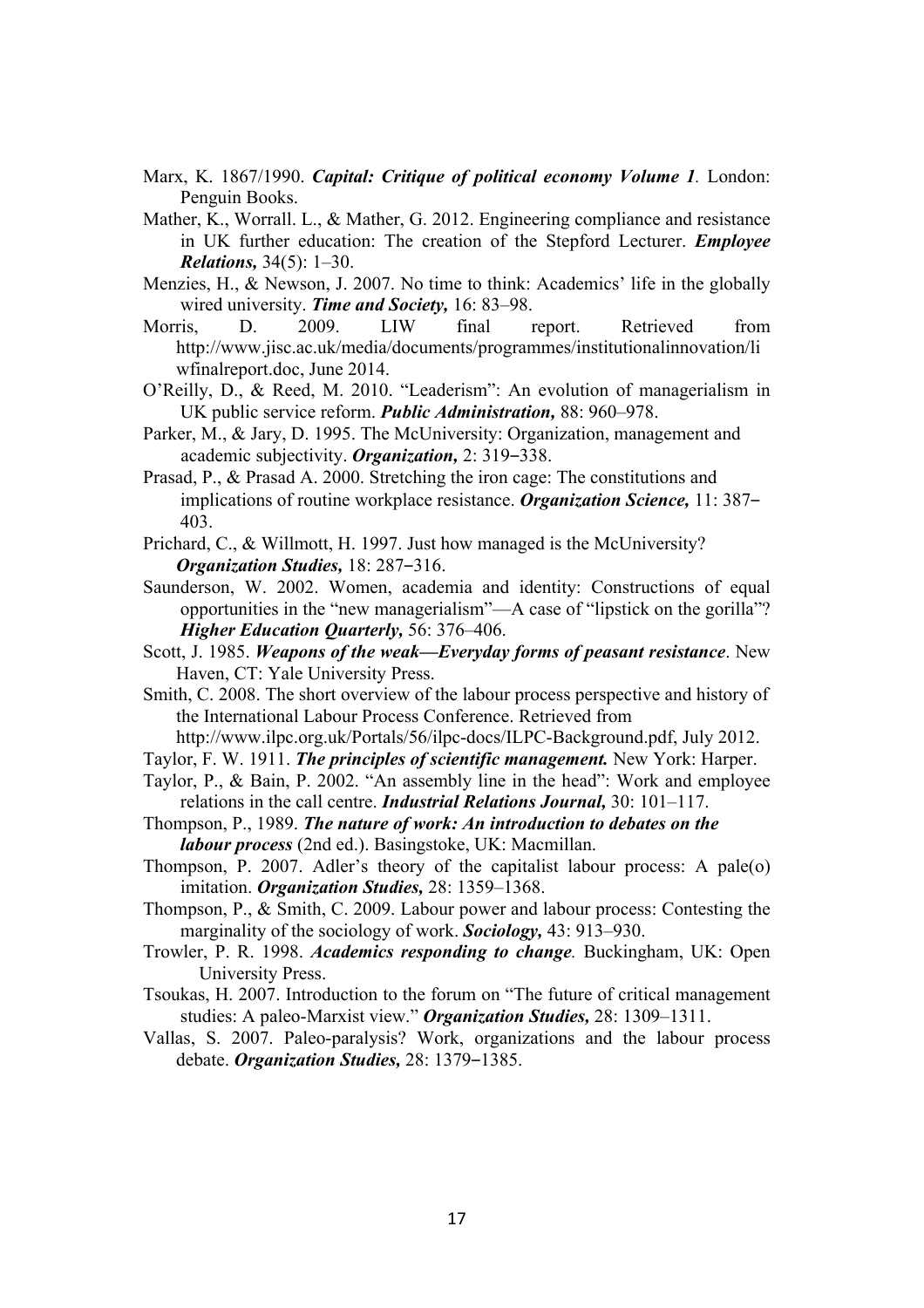Marx, K. 1867/1990. ***Capital: Critique of political economy Volume 1***. London: Penguin Books.

Mather, K., Worrall. L., & Mather, G. 2012. Engineering compliance and resistance in UK further education: The creation of the Stepford Lecturer. ***Employee Relations,*** 34(5): 1–30.

Menzies, H., & Newson, J. 2007. No time to think: Academics' life in the globally wired university. ***Time and Society,*** 16: 83–98.

Morris, D. 2009. LIW final report. Retrieved from http://www.jisc.ac.uk/media/documents/programmes/institutionalinnovation/liwfinalreport.doc, June 2014.

O'Reilly, D., & Reed, M. 2010. "Leaderism": An evolution of managerialism in UK public service reform. ***Public Administration,*** 88: 960–978.

Parker, M., & Jary, D. 1995. The McUniversity: Organization, management and academic subjectivity. ***Organization,*** 2: 319–338.

Prasad, P., & Prasad A. 2000. Stretching the iron cage: The constitutions and implications of routine workplace resistance. ***Organization Science,*** 11: 387–403.

Prichard, C., & Willmott, H. 1997. Just how managed is the McUniversity? ***Organization Studies,*** 18: 287–316.

Saunderson, W. 2002. Women, academia and identity: Constructions of equal opportunities in the "new managerialism"—A case of "lipstick on the gorilla"? ***Higher Education Quarterly,*** 56: 376–406.

Scott, J. 1985. ***Weapons of the weak—Everyday forms of peasant resistance***. New Haven, CT: Yale University Press.

Smith, C. 2008. The short overview of the labour process perspective and history of the International Labour Process Conference. Retrieved from http://www.ilpc.org.uk/Portals/56/ilpc-docs/ILPC-Background.pdf, July 2012.

Taylor, F. W. 1911. ***The principles of scientific management.*** New York: Harper.

Taylor, P., & Bain, P. 2002. "An assembly line in the head": Work and employee relations in the call centre. ***Industrial Relations Journal,*** 30: 101–117.

Thompson, P., 1989. ***The nature of work: An introduction to debates on the labour process*** (2nd ed.). Basingstoke, UK: Macmillan.

Thompson, P. 2007. Adler's theory of the capitalist labour process: A pale(o) imitation. ***Organization Studies,*** 28: 1359–1368.

Thompson, P., & Smith, C. 2009. Labour power and labour process: Contesting the marginality of the sociology of work. ***Sociology,*** 43: 913–930.

Trowler, P. R. 1998. ***Academics responding to change****.* Buckingham, UK: Open University Press.

Tsoukas, H. 2007. Introduction to the forum on "The future of critical management studies: A paleo-Marxist view." ***Organization Studies,*** 28: 1309–1311.

Vallas, S. 2007. Paleo-paralysis? Work, organizations and the labour process debate. ***Organization Studies,*** 28: 1379–1385.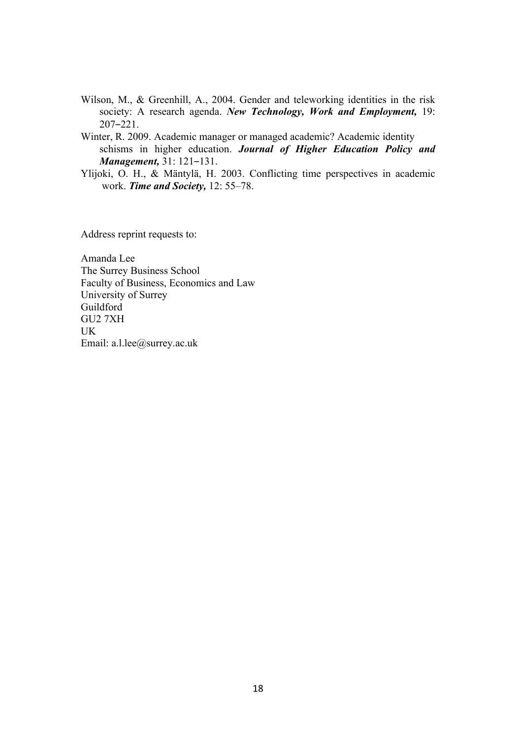Wilson, M., & Greenhill, A., 2004. Gender and teleworking identities in the risk society: A research agenda. ***New Technology, Work and Employment,*** 19: 207–221.

Winter, R. 2009. Academic manager or managed academic? Academic identity schisms in higher education. ***Journal of Higher Education Policy and Management,*** 31: 121–131.

Ylijoki, O. H., & Mäntylä, H. 2003. Conflicting time perspectives in academic work. ***Time and Society,*** 12: 55–78.

Address reprint requests to:

Amanda Lee
The Surrey Business School
Faculty of Business, Economics and Law
University of Surrey
Guildford
GU2 7XH
UK
Email: a.l.lee@surrey.ac.uk